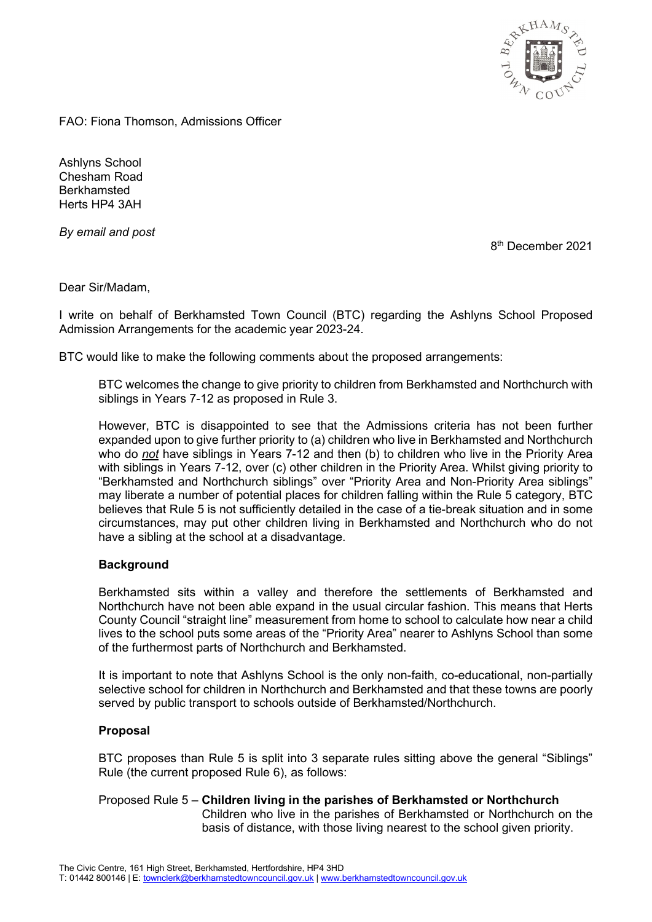FAO: Fiona Thomson, Admissions Officer

Ashlyns School
Chesham Road
Berkhamsted
Herts HP4 3AH

*By email and post*

8th December 2021

Dear Sir/Madam,

I write on behalf of Berkhamsted Town Council (BTC) regarding the Ashlyns School Proposed Admission Arrangements for the academic year 2023-24.

BTC would like to make the following comments about the proposed arrangements:

BTC welcomes the change to give priority to children from Berkhamsted and Northchurch with siblings in Years 7-12 as proposed in Rule 3.

However, BTC is disappointed to see that the Admissions criteria has not been further expanded upon to give further priority to (a) children who live in Berkhamsted and Northchurch who do ***not*** have siblings in Years 7-12 and then (b) to children who live in the Priority Area with siblings in Years 7-12, over (c) other children in the Priority Area. Whilst giving priority to "Berkhamsted and Northchurch siblings" over "Priority Area and Non-Priority Area siblings" may liberate a number of potential places for children falling within the Rule 5 category, BTC believes that Rule 5 is not sufficiently detailed in the case of a tie-break situation and in some circumstances, may put other children living in Berkhamsted and Northchurch who do not have a sibling at the school at a disadvantage.

**Background**

Berkhamsted sits within a valley and therefore the settlements of Berkhamsted and Northchurch have not been able expand in the usual circular fashion. This means that Herts County Council "straight line" measurement from home to school to calculate how near a child lives to the school puts some areas of the "Priority Area" nearer to Ashlyns School than some of the furthermost parts of Northchurch and Berkhamsted.

It is important to note that Ashlyns School is the only non-faith, co-educational, non-partially selective school for children in Northchurch and Berkhamsted and that these towns are poorly served by public transport to schools outside of Berkhamsted/Northchurch.

**Proposal**

BTC proposes than Rule 5 is split into 3 separate rules sitting above the general "Siblings" Rule (the current proposed Rule 6), as follows:

Proposed Rule 5 – **Children living in the parishes of Berkhamsted or Northchurch**
Children who live in the parishes of Berkhamsted or Northchurch on the basis of distance, with those living nearest to the school given priority.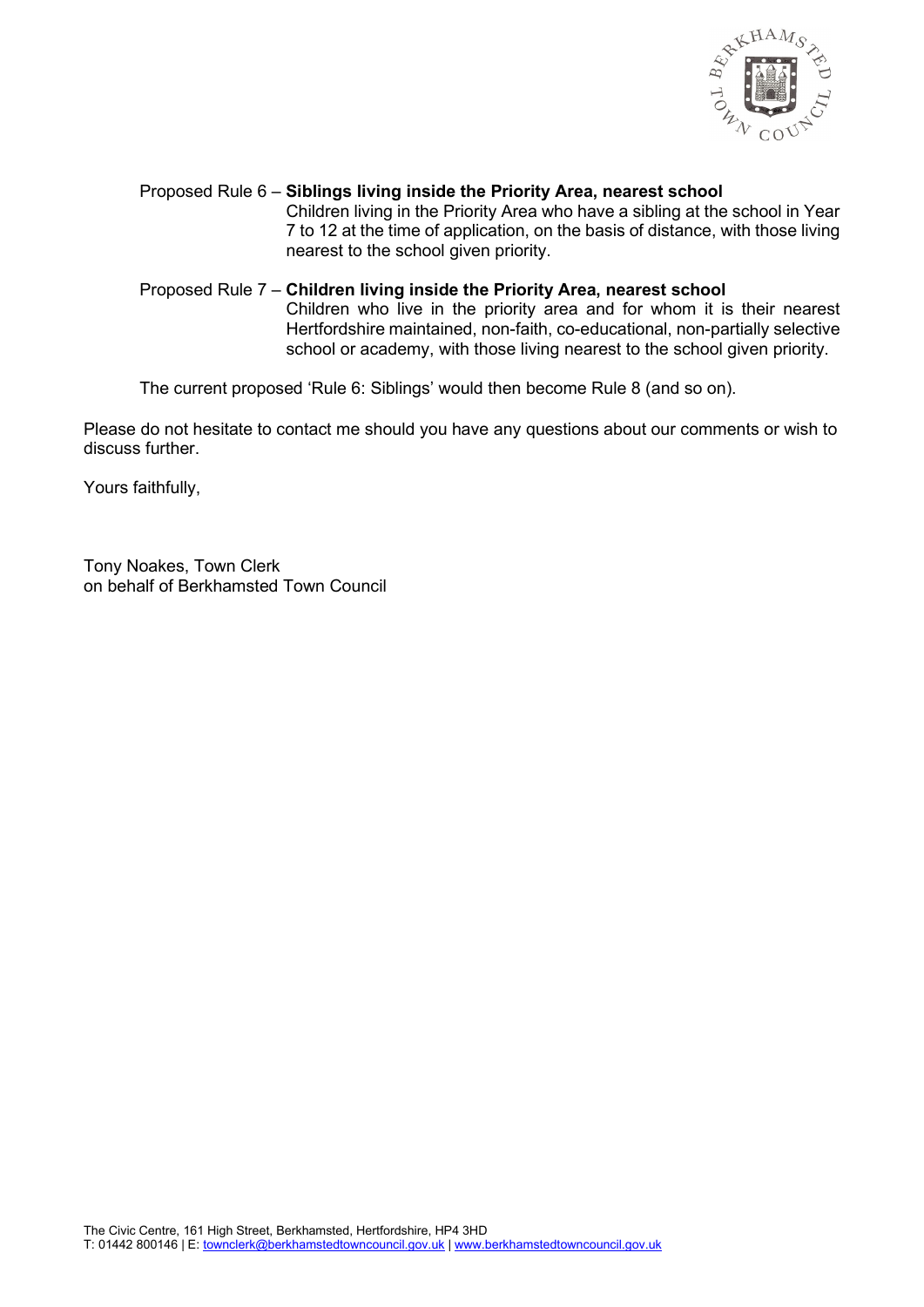Proposed Rule 6 – **Siblings living inside the Priority Area, nearest school**
Children living in the Priority Area who have a sibling at the school in Year 7 to 12 at the time of application, on the basis of distance, with those living nearest to the school given priority.

Proposed Rule 7 – **Children living inside the Priority Area, nearest school**
Children who live in the priority area and for whom it is their nearest Hertfordshire maintained, non-faith, co-educational, non-partially selective school or academy, with those living nearest to the school given priority.

The current proposed 'Rule 6: Siblings' would then become Rule 8 (and so on).

Please do not hesitate to contact me should you have any questions about our comments or wish to discuss further.

Yours faithfully,

Tony Noakes, Town Clerk
on behalf of Berkhamsted Town Council